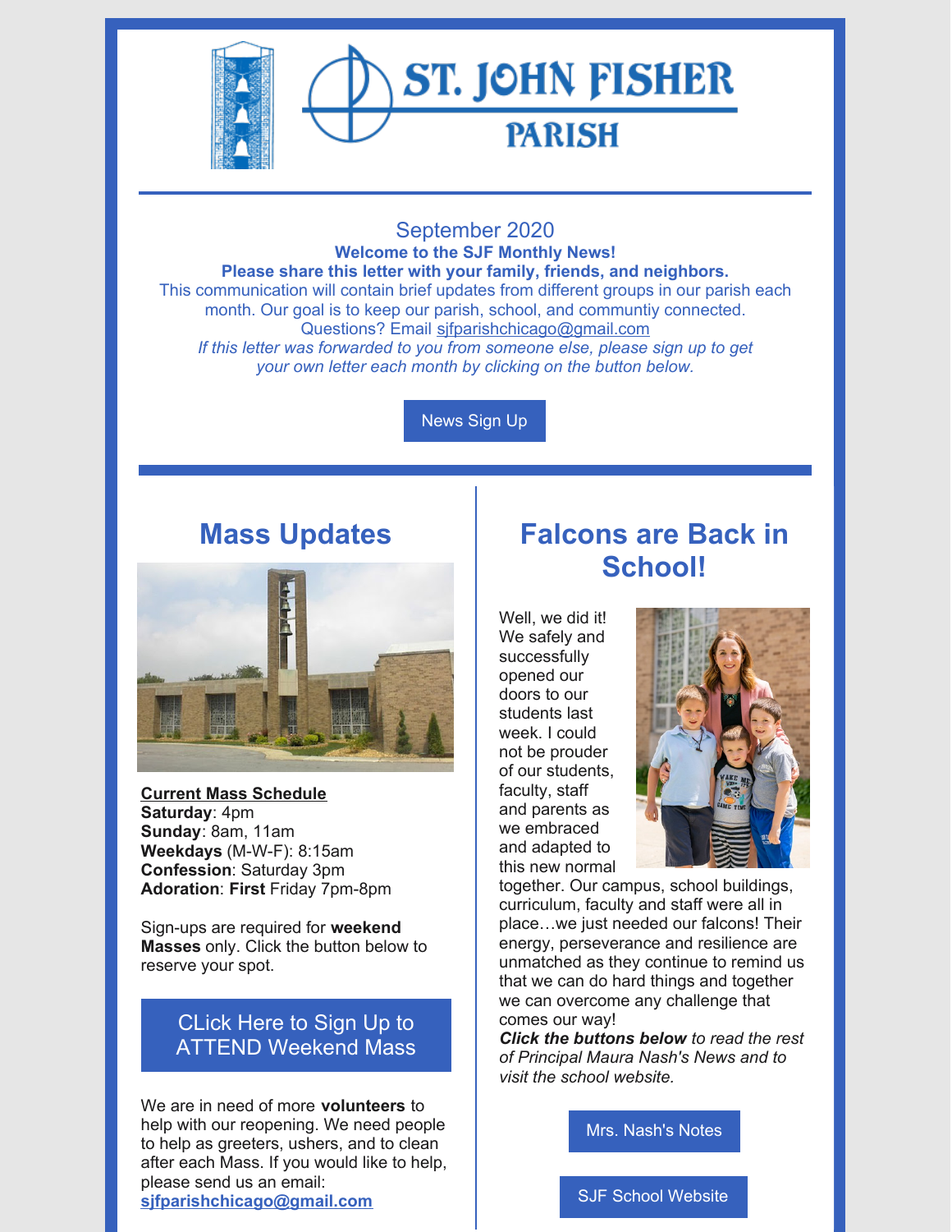# ST. JOHN FISHER PARISH

September 2020

**Welcome to the SJF Monthly News!**

**Please share this letter with your family, friends, and neighbors.**

This communication will contain brief updates from different groups in our parish each month. Our goal is to keep our parish, school, and communtiy connected.

Questions? Email sjfparishchicago@gmail.com

*If this letter was forwarded to you from someone else, please sign up to get your own letter each month by clicking on the button below.*

News Sign Up

## Mass Updates

**Current Mass Schedule**
**Saturday**: 4pm
**Sunday**: 8am, 11am
**Weekdays** (M-W-F): 8:15am
**Confession**: Saturday 3pm
**Adoration**: **First** Friday 7pm-8pm

Sign-ups are required for **weekend Masses** only. Click the button below to reserve your spot.

CLick Here to Sign Up to ATTEND Weekend Mass

We are in need of more **volunteers** to help with our reopening. We need people to help as greeters, ushers, and to clean after each Mass. If you would like to help, please send us an email: **sjfparishchicago@gmail.com**

## Falcons are Back in School!

Well, we did it! We safely and successfully opened our doors to our students last week. I could not be prouder of our students, faculty, staff and parents as we embraced and adapted to this new normal together. Our campus, school buildings, curriculum, faculty and staff were all in place…we just needed our falcons! Their energy, perseverance and resilience are unmatched as they continue to remind us that we can do hard things and together we can overcome any challenge that comes our way!

***Click the buttons below** to read the rest of Principal Maura Nash's News and to visit the school website.*

Mrs. Nash's Notes

SJF School Website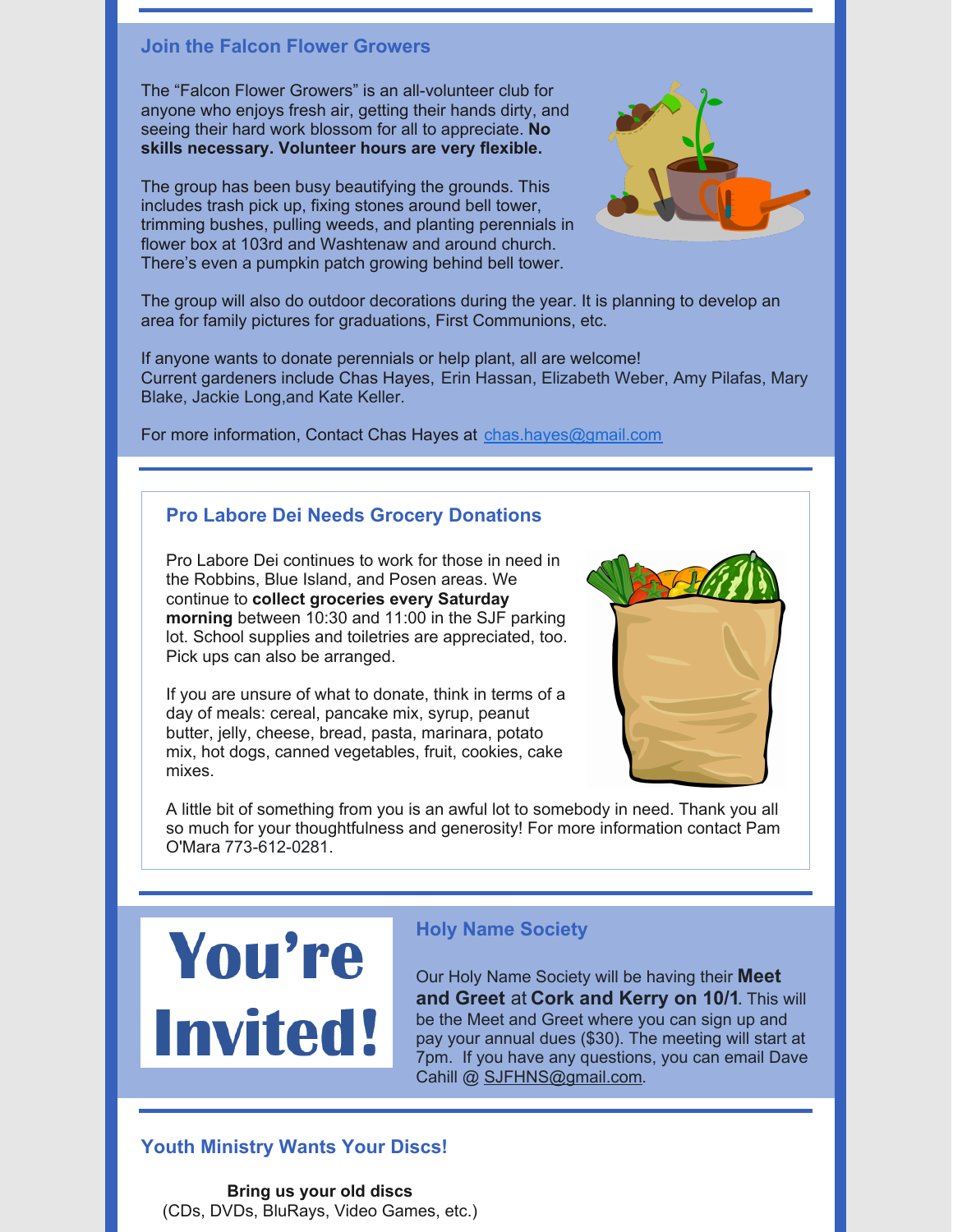## Join the Falcon Flower Growers

The “Falcon Flower Growers” is an all-volunteer club for anyone who enjoys fresh air, getting their hands dirty, and seeing their hard work blossom for all to appreciate. **No skills necessary. Volunteer hours are very flexible.**

The group has been busy beautifying the grounds. This includes trash pick up, fixing stones around bell tower, trimming bushes, pulling weeds, and planting perennials in flower box at 103rd and Washtenaw and around church. There’s even a pumpkin patch growing behind bell tower.

The group will also do outdoor decorations during the year. It is planning to develop an area for family pictures for graduations, First Communions, etc.

If anyone wants to donate perennials or help plant, all are welcome!
Current gardeners include Chas Hayes, Erin Hassan, Elizabeth Weber, Amy Pilafas, Mary Blake, Jackie Long,and Kate Keller.

For more information, Contact Chas Hayes at chas.hayes@gmail.com

## Pro Labore Dei Needs Grocery Donations

Pro Labore Dei continues to work for those in need in the Robbins, Blue Island, and Posen areas. We continue to **collect groceries every Saturday morning** between 10:30 and 11:00 in the SJF parking lot. School supplies and toiletries are appreciated, too. Pick ups can also be arranged.

If you are unsure of what to donate, think in terms of a day of meals: cereal, pancake mix, syrup, peanut butter, jelly, cheese, bread, pasta, marinara, potato mix, hot dogs, canned vegetables, fruit, cookies, cake mixes.

A little bit of something from you is an awful lot to somebody in need. Thank you all so much for your thoughtfulness and generosity! For more information contact Pam O'Mara 773-612-0281.

**You’re Invited!**

## Holy Name Society

Our Holy Name Society will be having their **Meet and Greet** at **Cork and Kerry on 10/1**. This will be the Meet and Greet where you can sign up and pay your annual dues ($30). The meeting will start at 7pm. If you have any questions, you can email Dave Cahill @ SJFHNS@gmail.com.

## Youth Ministry Wants Your Discs!

**Bring us your old discs**
(CDs, DVDs, BluRays, Video Games, etc.)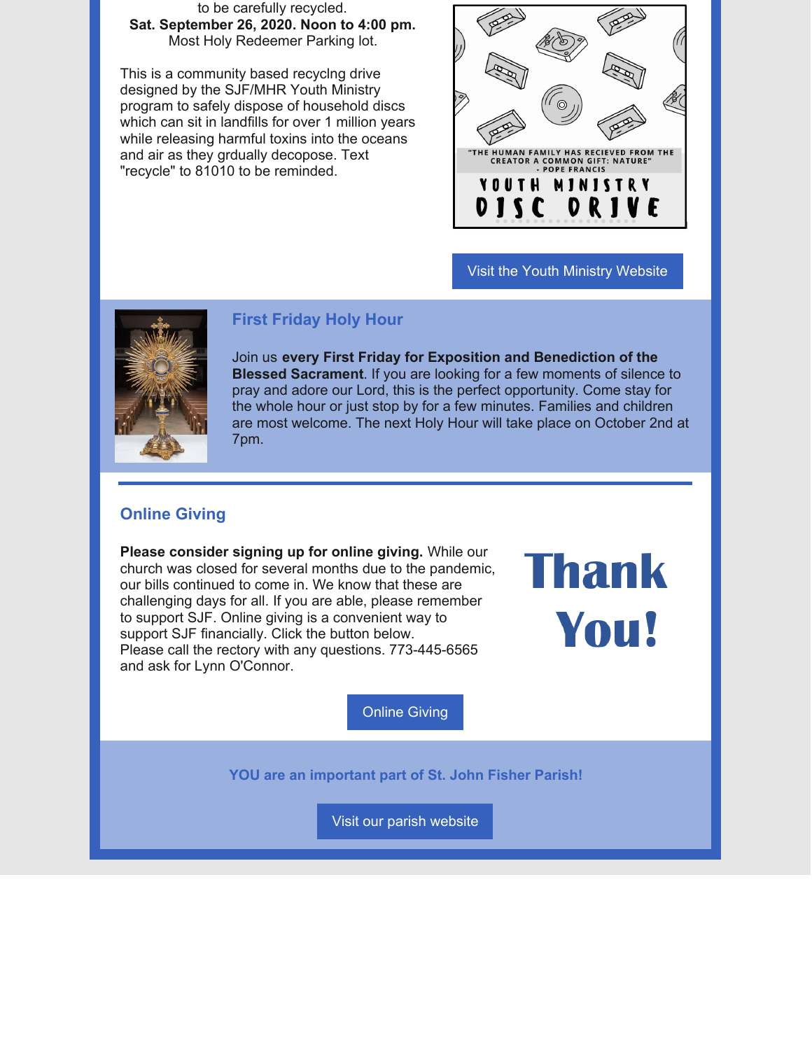to be carefully recycled.
**Sat. September 26, 2020. Noon to 4:00 pm.**
Most Holy Redeemer Parking lot.

This is a community based recyclng drive designed by the SJF/MHR Youth Ministry program to safely dispose of household discs which can sit in landfills for over 1 million years while releasing harmful toxins into the oceans and air as they grdually decopose. Text "recycle" to 81010 to be reminded.

"THE HUMAN FAMILY HAS RECIEVED FROM THE CREATOR A COMMON GIFT: NATURE" - POPE FRANCIS

YOUTH MINISTRY DISC DRIVE

Visit the Youth Ministry Website

## First Friday Holy Hour

Join us **every First Friday for Exposition and Benediction of the Blessed Sacrament**. If you are looking for a few moments of silence to pray and adore our Lord, this is the perfect opportunity. Come stay for the whole hour or just stop by for a few minutes. Families and children are most welcome. The next Holy Hour will take place on October 2nd at 7pm.

## Online Giving

**Please consider signing up for online giving.** While our church was closed for several months due to the pandemic, our bills continued to come in. We know that these are challenging days for all. If you are able, please remember to support SJF. Online giving is a convenient way to support SJF financially. Click the button below.
Please call the rectory with any questions. 773-445-6565 and ask for Lynn O'Connor.

**Thank You!**

Online Giving

**YOU are an important part of St. John Fisher Parish!**

Visit our parish website